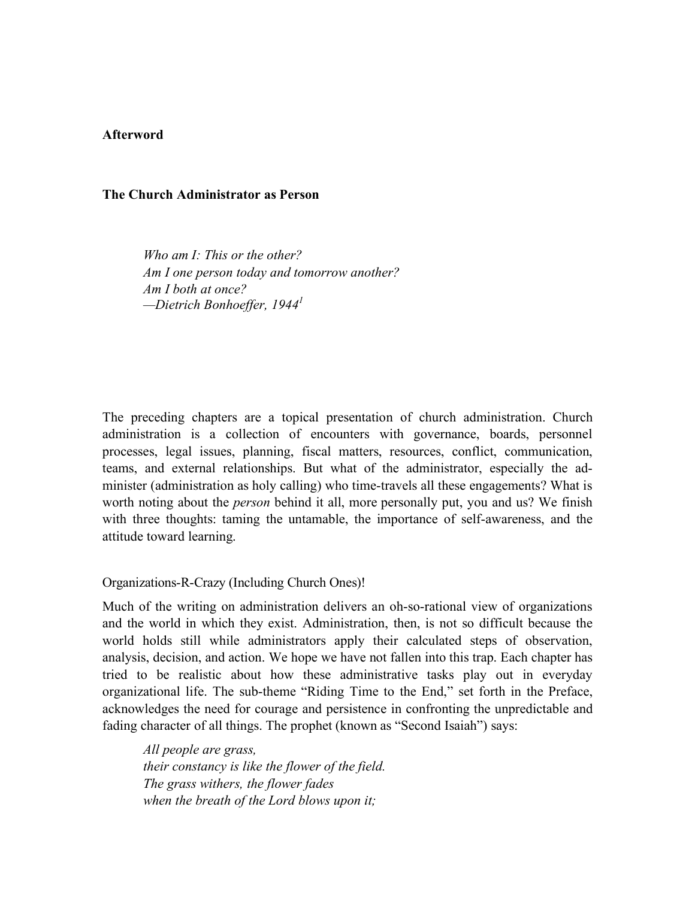# Afterword

## The Church Administrator as Person

> *Who am I: This or the other?*
> *Am I one person today and tomorrow another?*
> *Am I both at once?*
> *—Dietrich Bonhoeffer, 1944*[1]

The preceding chapters are a topical presentation of church administration. Church administration is a collection of encounters with governance, boards, personnel processes, legal issues, planning, fiscal matters, resources, conflict, communication, teams, and external relationships. But what of the administrator, especially the ad-minister (administration as holy calling) who time-travels all these engagements? What is worth noting about the *person* behind it all, more personally put, you and us? We finish with three thoughts: taming the untamable, the importance of self-awareness, and the attitude toward learning.

### Organizations-R-Crazy (Including Church Ones)!

Much of the writing on administration delivers an oh-so-rational view of organizations and the world in which they exist. Administration, then, is not so difficult because the world holds still while administrators apply their calculated steps of observation, analysis, decision, and action. We hope we have not fallen into this trap. Each chapter has tried to be realistic about how these administrative tasks play out in everyday organizational life. The sub-theme "Riding Time to the End," set forth in the Preface, acknowledges the need for courage and persistence in confronting the unpredictable and fading character of all things. The prophet (known as "Second Isaiah") says:

> *All people are grass,*
> *their constancy is like the flower of the field.*
> *The grass withers, the flower fades*
> *when the breath of the Lord blows upon it;*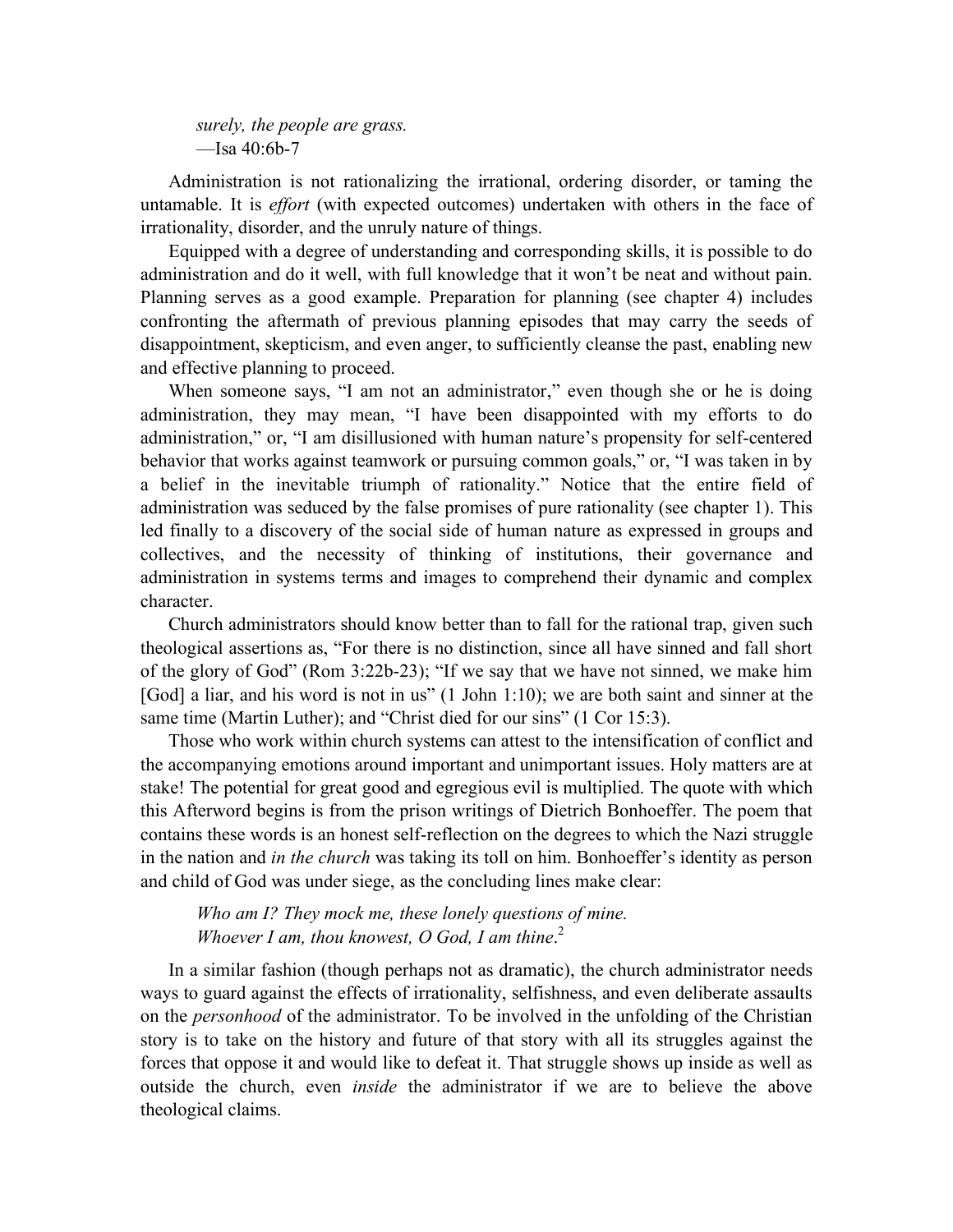*surely, the people are grass.*
—Isa 40:6b-7

Administration is not rationalizing the irrational, ordering disorder, or taming the untamable. It is *effort* (with expected outcomes) undertaken with others in the face of irrationality, disorder, and the unruly nature of things.

Equipped with a degree of understanding and corresponding skills, it is possible to do administration and do it well, with full knowledge that it won't be neat and without pain. Planning serves as a good example. Preparation for planning (see chapter 4) includes confronting the aftermath of previous planning episodes that may carry the seeds of disappointment, skepticism, and even anger, to sufficiently cleanse the past, enabling new and effective planning to proceed.

When someone says, "I am not an administrator," even though she or he is doing administration, they may mean, "I have been disappointed with my efforts to do administration," or, "I am disillusioned with human nature's propensity for self-centered behavior that works against teamwork or pursuing common goals," or, "I was taken in by a belief in the inevitable triumph of rationality." Notice that the entire field of administration was seduced by the false promises of pure rationality (see chapter 1). This led finally to a discovery of the social side of human nature as expressed in groups and collectives, and the necessity of thinking of institutions, their governance and administration in systems terms and images to comprehend their dynamic and complex character.

Church administrators should know better than to fall for the rational trap, given such theological assertions as, "For there is no distinction, since all have sinned and fall short of the glory of God" (Rom 3:22b-23); "If we say that we have not sinned, we make him [God] a liar, and his word is not in us" (1 John 1:10); we are both saint and sinner at the same time (Martin Luther); and "Christ died for our sins" (1 Cor 15:3).

Those who work within church systems can attest to the intensification of conflict and the accompanying emotions around important and unimportant issues. Holy matters are at stake! The potential for great good and egregious evil is multiplied. The quote with which this Afterword begins is from the prison writings of Dietrich Bonhoeffer. The poem that contains these words is an honest self-reflection on the degrees to which the Nazi struggle in the nation and *in the church* was taking its toll on him. Bonhoeffer's identity as person and child of God was under siege, as the concluding lines make clear:

*Who am I? They mock me, these lonely questions of mine.*
*Whoever I am, thou knowest, O God, I am thine*.[2]

In a similar fashion (though perhaps not as dramatic), the church administrator needs ways to guard against the effects of irrationality, selfishness, and even deliberate assaults on the *personhood* of the administrator. To be involved in the unfolding of the Christian story is to take on the history and future of that story with all its struggles against the forces that oppose it and would like to defeat it. That struggle shows up inside as well as outside the church, even *inside* the administrator if we are to believe the above theological claims.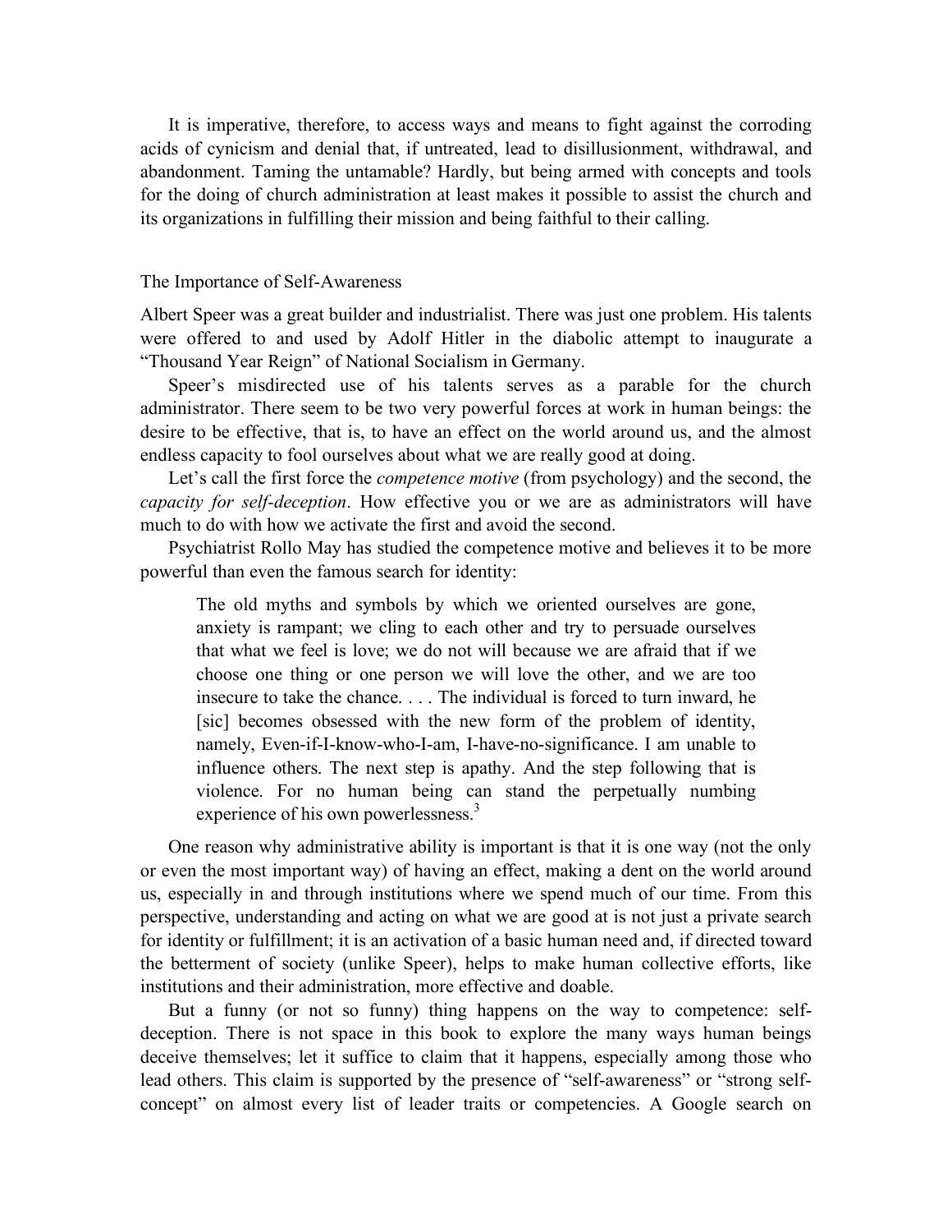It is imperative, therefore, to access ways and means to fight against the corroding acids of cynicism and denial that, if untreated, lead to disillusionment, withdrawal, and abandonment. Taming the untamable? Hardly, but being armed with concepts and tools for the doing of church administration at least makes it possible to assist the church and its organizations in fulfilling their mission and being faithful to their calling.

## The Importance of Self-Awareness

Albert Speer was a great builder and industrialist. There was just one problem. His talents were offered to and used by Adolf Hitler in the diabolic attempt to inaugurate a "Thousand Year Reign" of National Socialism in Germany.

Speer's misdirected use of his talents serves as a parable for the church administrator. There seem to be two very powerful forces at work in human beings: the desire to be effective, that is, to have an effect on the world around us, and the almost endless capacity to fool ourselves about what we are really good at doing.

Let's call the first force the *competence motive* (from psychology) and the second, the *capacity for self-deception*. How effective you or we are as administrators will have much to do with how we activate the first and avoid the second.

Psychiatrist Rollo May has studied the competence motive and believes it to be more powerful than even the famous search for identity:

> The old myths and symbols by which we oriented ourselves are gone, anxiety is rampant; we cling to each other and try to persuade ourselves that what we feel is love; we do not will because we are afraid that if we choose one thing or one person we will love the other, and we are too insecure to take the chance. . . . The individual is forced to turn inward, he [sic] becomes obsessed with the new form of the problem of identity, namely, Even-if-I-know-who-I-am, I-have-no-significance. I am unable to influence others. The next step is apathy. And the step following that is violence. For no human being can stand the perpetually numbing experience of his own powerlessness.[3]

One reason why administrative ability is important is that it is one way (not the only or even the most important way) of having an effect, making a dent on the world around us, especially in and through institutions where we spend much of our time. From this perspective, understanding and acting on what we are good at is not just a private search for identity or fulfillment; it is an activation of a basic human need and, if directed toward the betterment of society (unlike Speer), helps to make human collective efforts, like institutions and their administration, more effective and doable.

But a funny (or not so funny) thing happens on the way to competence: self-deception. There is not space in this book to explore the many ways human beings deceive themselves; let it suffice to claim that it happens, especially among those who lead others. This claim is supported by the presence of "self-awareness" or "strong self-concept" on almost every list of leader traits or competencies. A Google search on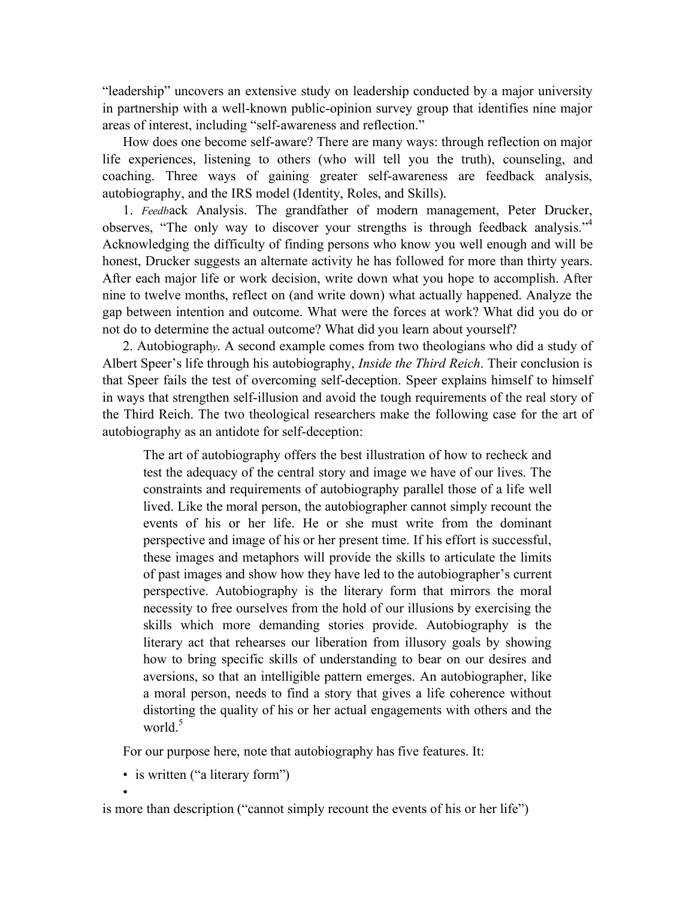"leadership" uncovers an extensive study on leadership conducted by a major university in partnership with a well-known public-opinion survey group that identifies nine major areas of interest, including "self-awareness and reflection."

How does one become self-aware? There are many ways: through reflection on major life experiences, listening to others (who will tell you the truth), counseling, and coaching. Three ways of gaining greater self-awareness are feedback analysis, autobiography, and the IRS model (Identity, Roles, and Skills).

1. *Feedb*ack Analysis. The grandfather of modern management, Peter Drucker, observes, "The only way to discover your strengths is through feedback analysis."[4] Acknowledging the difficulty of finding persons who know you well enough and will be honest, Drucker suggests an alternate activity he has followed for more than thirty years. After each major life or work decision, write down what you hope to accomplish. After nine to twelve months, reflect on (and write down) what actually happened. Analyze the gap between intention and outcome. What were the forces at work? What did you do or not do to determine the actual outcome? What did you learn about yourself?

2. Autobiograph*y*. A second example comes from two theologians who did a study of Albert Speer's life through his autobiography, *Inside the Third Reich*. Their conclusion is that Speer fails the test of overcoming self-deception. Speer explains himself to himself in ways that strengthen self-illusion and avoid the tough requirements of the real story of the Third Reich. The two theological researchers make the following case for the art of autobiography as an antidote for self-deception:

> The art of autobiography offers the best illustration of how to recheck and test the adequacy of the central story and image we have of our lives. The constraints and requirements of autobiography parallel those of a life well lived. Like the moral person, the autobiographer cannot simply recount the events of his or her life. He or she must write from the dominant perspective and image of his or her present time. If his effort is successful, these images and metaphors will provide the skills to articulate the limits of past images and show how they have led to the autobiographer's current perspective. Autobiography is the literary form that mirrors the moral necessity to free ourselves from the hold of our illusions by exercising the skills which more demanding stories provide. Autobiography is the literary act that rehearses our liberation from illusory goals by showing how to bring specific skills of understanding to bear on our desires and aversions, so that an intelligible pattern emerges. An autobiographer, like a moral person, needs to find a story that gives a life coherence without distorting the quality of his or her actual engagements with others and the world.[5]

For our purpose here, note that autobiography has five features. It:

- is written ("a literary form")
- is more than description ("cannot simply recount the events of his or her life")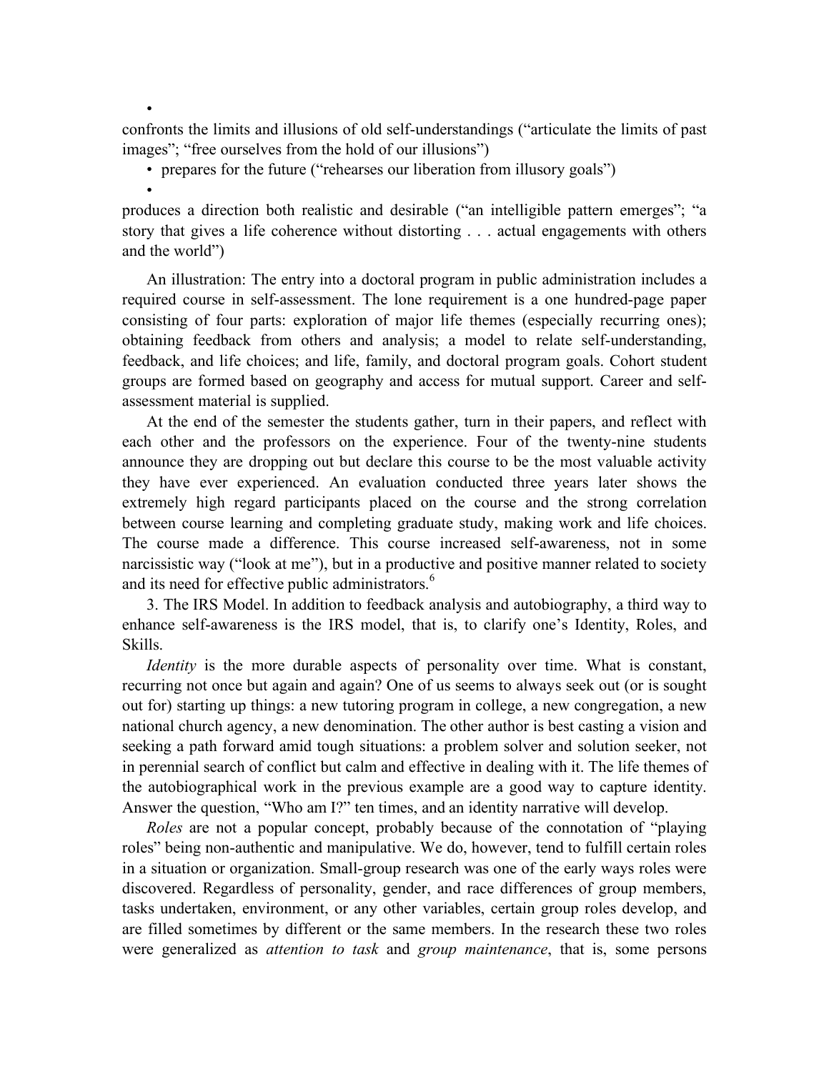- confronts the limits and illusions of old self-understandings ("articulate the limits of past images"; "free ourselves from the hold of our illusions")
- prepares for the future ("rehearses our liberation from illusory goals")
- produces a direction both realistic and desirable ("an intelligible pattern emerges"; "a story that gives a life coherence without distorting . . . actual engagements with others and the world")

An illustration: The entry into a doctoral program in public administration includes a required course in self-assessment. The lone requirement is a one hundred-page paper consisting of four parts: exploration of major life themes (especially recurring ones); obtaining feedback from others and analysis; a model to relate self-understanding, feedback, and life choices; and life, family, and doctoral program goals. Cohort student groups are formed based on geography and access for mutual support. Career and self-assessment material is supplied.

At the end of the semester the students gather, turn in their papers, and reflect with each other and the professors on the experience. Four of the twenty-nine students announce they are dropping out but declare this course to be the most valuable activity they have ever experienced. An evaluation conducted three years later shows the extremely high regard participants placed on the course and the strong correlation between course learning and completing graduate study, making work and life choices. The course made a difference. This course increased self-awareness, not in some narcissistic way ("look at me"), but in a productive and positive manner related to society and its need for effective public administrators.[6]

3. The IRS Model. In addition to feedback analysis and autobiography, a third way to enhance self-awareness is the IRS model, that is, to clarify one's Identity, Roles, and Skills.

*Identity* is the more durable aspects of personality over time. What is constant, recurring not once but again and again? One of us seems to always seek out (or is sought out for) starting up things: a new tutoring program in college, a new congregation, a new national church agency, a new denomination. The other author is best casting a vision and seeking a path forward amid tough situations: a problem solver and solution seeker, not in perennial search of conflict but calm and effective in dealing with it. The life themes of the autobiographical work in the previous example are a good way to capture identity. Answer the question, "Who am I?" ten times, and an identity narrative will develop.

*Roles* are not a popular concept, probably because of the connotation of "playing roles" being non-authentic and manipulative. We do, however, tend to fulfill certain roles in a situation or organization. Small-group research was one of the early ways roles were discovered. Regardless of personality, gender, and race differences of group members, tasks undertaken, environment, or any other variables, certain group roles develop, and are filled sometimes by different or the same members. In the research these two roles were generalized as *attention to task* and *group maintenance*, that is, some persons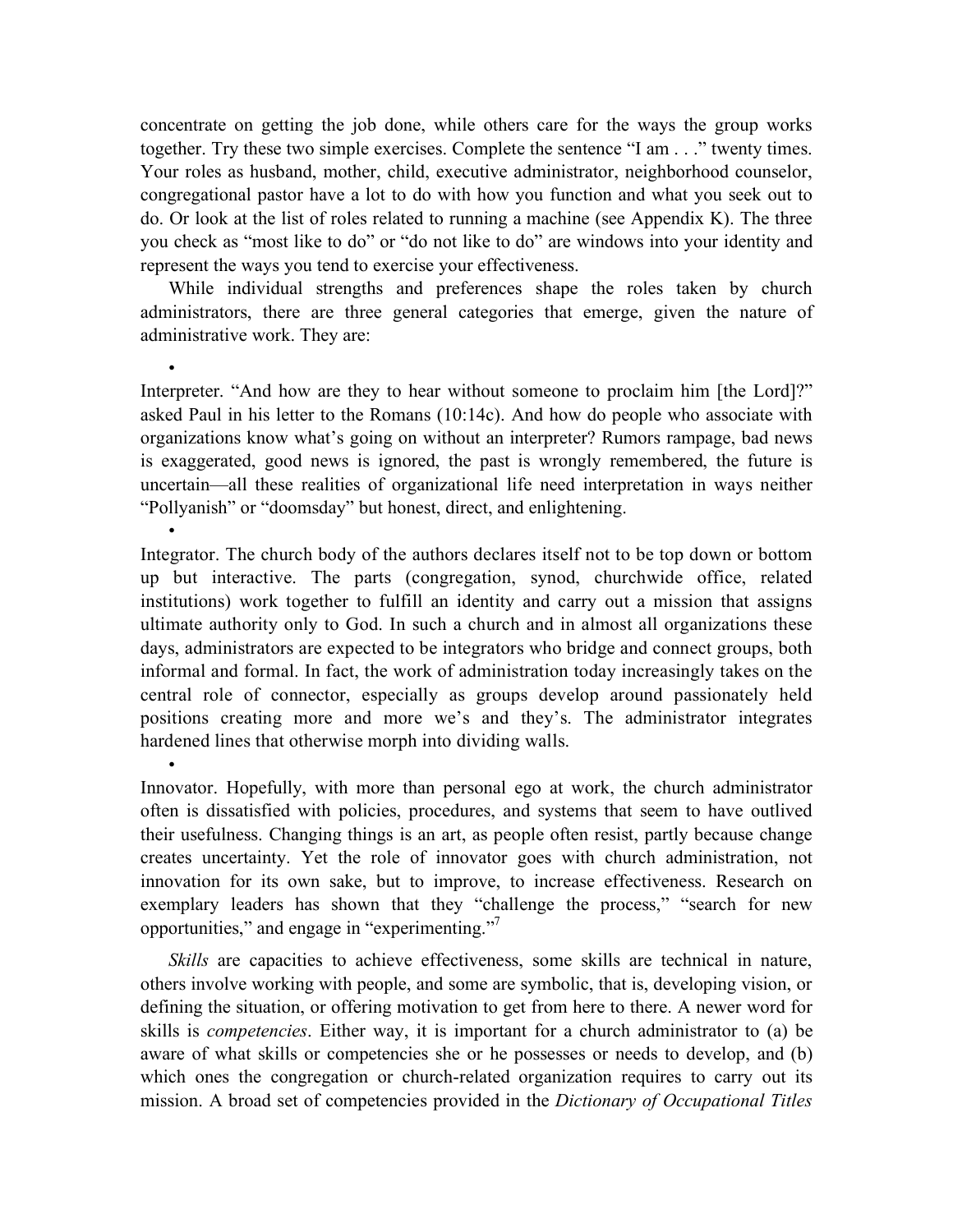concentrate on getting the job done, while others care for the ways the group works together. Try these two simple exercises. Complete the sentence "I am . . ." twenty times. Your roles as husband, mother, child, executive administrator, neighborhood counselor, congregational pastor have a lot to do with how you function and what you seek out to do. Or look at the list of roles related to running a machine (see Appendix K). The three you check as "most like to do" or "do not like to do" are windows into your identity and represent the ways you tend to exercise your effectiveness.

While individual strengths and preferences shape the roles taken by church administrators, there are three general categories that emerge, given the nature of administrative work. They are:

- Interpreter. "And how are they to hear without someone to proclaim him [the Lord]?" asked Paul in his letter to the Romans (10:14c). And how do people who associate with organizations know what's going on without an interpreter? Rumors rampage, bad news is exaggerated, good news is ignored, the past is wrongly remembered, the future is uncertain—all these realities of organizational life need interpretation in ways neither "Pollyanish" or "doomsday" but honest, direct, and enlightening.
- Integrator. The church body of the authors declares itself not to be top down or bottom up but interactive. The parts (congregation, synod, churchwide office, related institutions) work together to fulfill an identity and carry out a mission that assigns ultimate authority only to God. In such a church and in almost all organizations these days, administrators are expected to be integrators who bridge and connect groups, both informal and formal. In fact, the work of administration today increasingly takes on the central role of connector, especially as groups develop around passionately held positions creating more and more we's and they's. The administrator integrates hardened lines that otherwise morph into dividing walls.
- Innovator. Hopefully, with more than personal ego at work, the church administrator often is dissatisfied with policies, procedures, and systems that seem to have outlived their usefulness. Changing things is an art, as people often resist, partly because change creates uncertainty. Yet the role of innovator goes with church administration, not innovation for its own sake, but to improve, to increase effectiveness. Research on exemplary leaders has shown that they "challenge the process," "search for new opportunities," and engage in "experimenting."[7]

*Skills* are capacities to achieve effectiveness, some skills are technical in nature, others involve working with people, and some are symbolic, that is, developing vision, or defining the situation, or offering motivation to get from here to there. A newer word for skills is *competencies*. Either way, it is important for a church administrator to (a) be aware of what skills or competencies she or he possesses or needs to develop, and (b) which ones the congregation or church-related organization requires to carry out its mission. A broad set of competencies provided in the *Dictionary of Occupational Titles*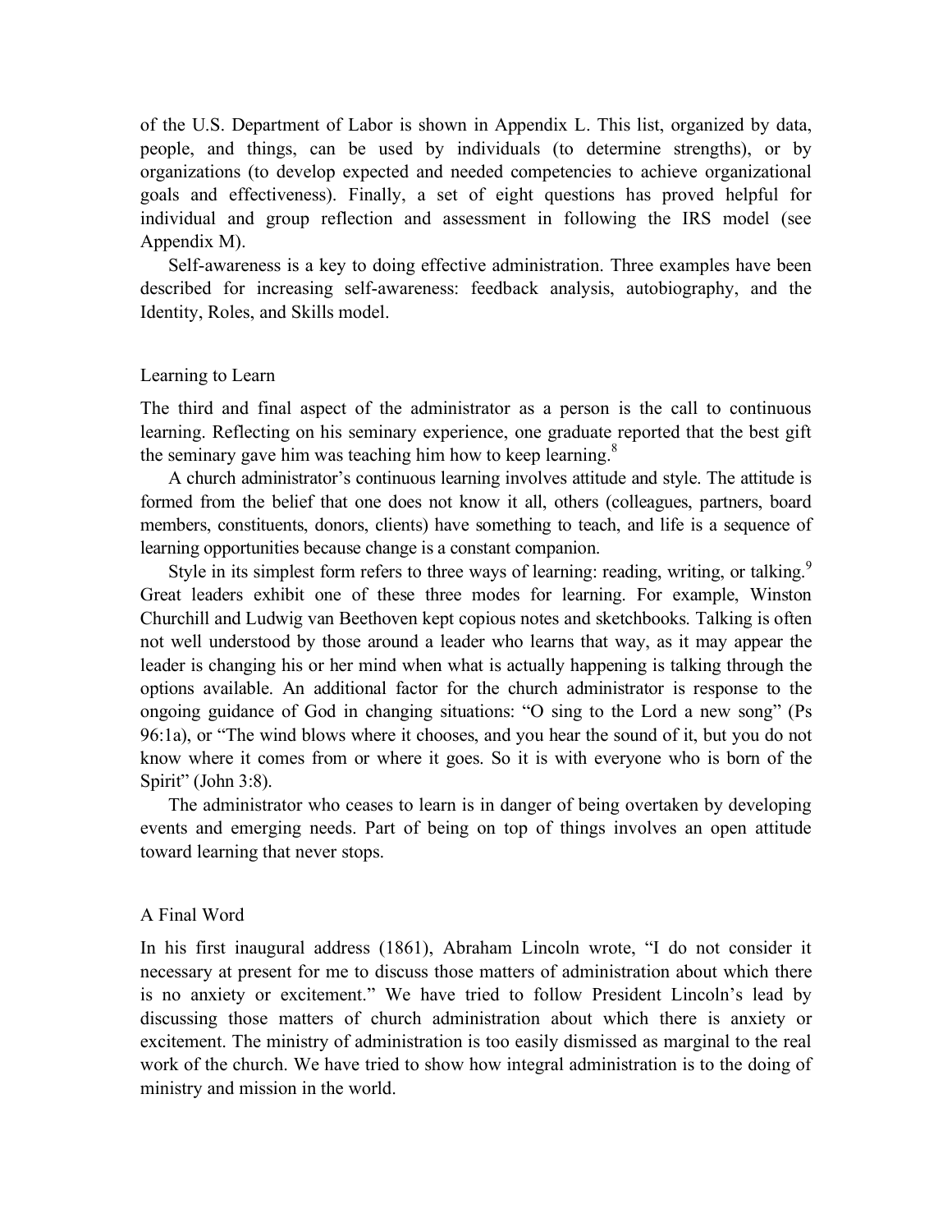of the U.S. Department of Labor is shown in Appendix L. This list, organized by data, people, and things, can be used by individuals (to determine strengths), or by organizations (to develop expected and needed competencies to achieve organizational goals and effectiveness). Finally, a set of eight questions has proved helpful for individual and group reflection and assessment in following the IRS model (see Appendix M).

Self-awareness is a key to doing effective administration. Three examples have been described for increasing self-awareness: feedback analysis, autobiography, and the Identity, Roles, and Skills model.

## Learning to Learn

The third and final aspect of the administrator as a person is the call to continuous learning. Reflecting on his seminary experience, one graduate reported that the best gift the seminary gave him was teaching him how to keep learning.[8]

A church administrator's continuous learning involves attitude and style. The attitude is formed from the belief that one does not know it all, others (colleagues, partners, board members, constituents, donors, clients) have something to teach, and life is a sequence of learning opportunities because change is a constant companion.

Style in its simplest form refers to three ways of learning: reading, writing, or talking.[9] Great leaders exhibit one of these three modes for learning. For example, Winston Churchill and Ludwig van Beethoven kept copious notes and sketchbooks. Talking is often not well understood by those around a leader who learns that way, as it may appear the leader is changing his or her mind when what is actually happening is talking through the options available. An additional factor for the church administrator is response to the ongoing guidance of God in changing situations: "O sing to the Lord a new song" (Ps 96:1a), or "The wind blows where it chooses, and you hear the sound of it, but you do not know where it comes from or where it goes. So it is with everyone who is born of the Spirit" (John 3:8).

The administrator who ceases to learn is in danger of being overtaken by developing events and emerging needs. Part of being on top of things involves an open attitude toward learning that never stops.

## A Final Word

In his first inaugural address (1861), Abraham Lincoln wrote, "I do not consider it necessary at present for me to discuss those matters of administration about which there is no anxiety or excitement." We have tried to follow President Lincoln's lead by discussing those matters of church administration about which there is anxiety or excitement. The ministry of administration is too easily dismissed as marginal to the real work of the church. We have tried to show how integral administration is to the doing of ministry and mission in the world.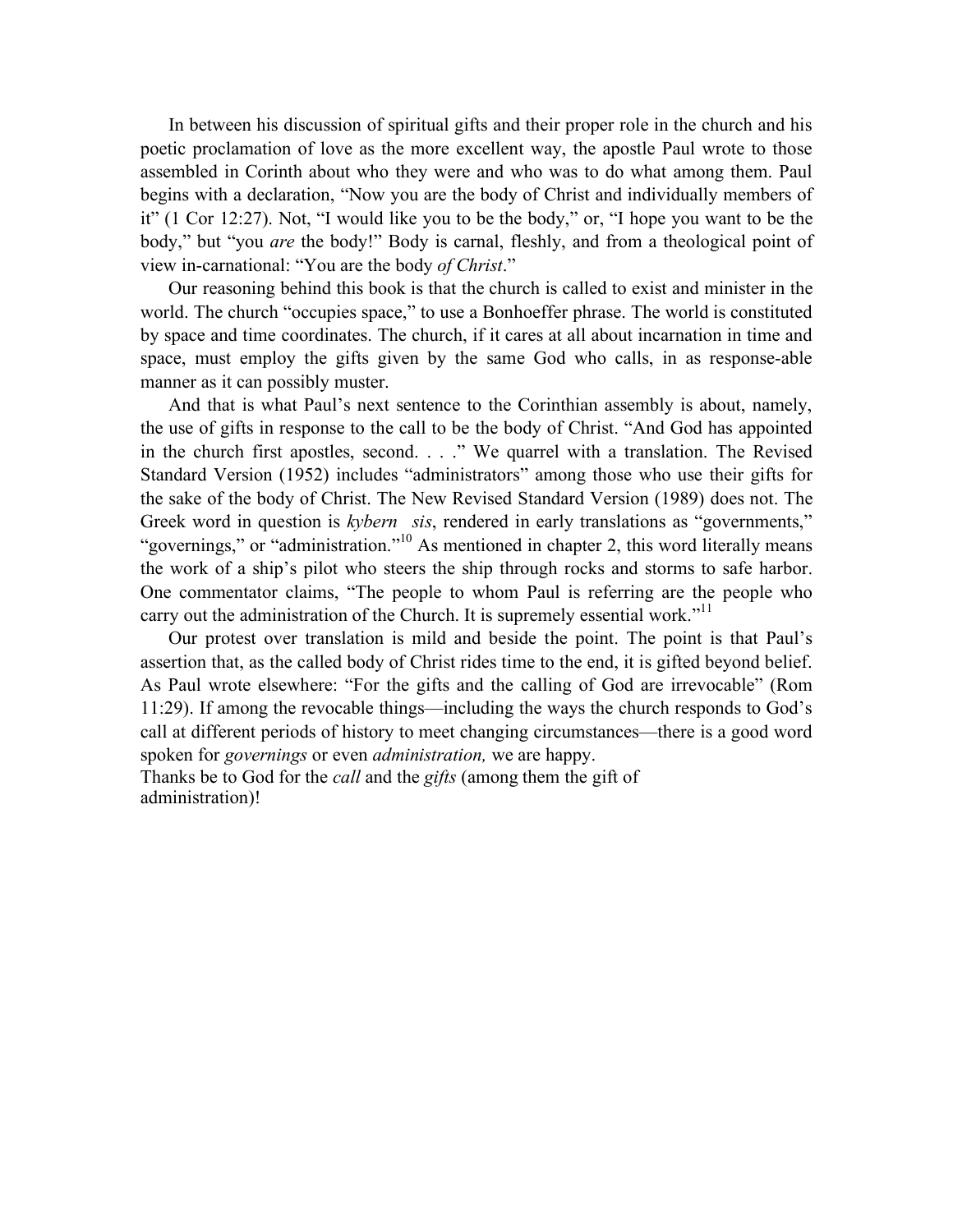In between his discussion of spiritual gifts and their proper role in the church and his poetic proclamation of love as the more excellent way, the apostle Paul wrote to those assembled in Corinth about who they were and who was to do what among them. Paul begins with a declaration, "Now you are the body of Christ and individually members of it" (1 Cor 12:27). Not, "I would like you to be the body," or, "I hope you want to be the body," but "you *are* the body!" Body is carnal, fleshly, and from a theological point of view in-carnational: "You are the body *of Christ*."

Our reasoning behind this book is that the church is called to exist and minister in the world. The church "occupies space," to use a Bonhoeffer phrase. The world is constituted by space and time coordinates. The church, if it cares at all about incarnation in time and space, must employ the gifts given by the same God who calls, in as response-able manner as it can possibly muster.

And that is what Paul's next sentence to the Corinthian assembly is about, namely, the use of gifts in response to the call to be the body of Christ. "And God has appointed in the church first apostles, second. . . ." We quarrel with a translation. The Revised Standard Version (1952) includes "administrators" among those who use their gifts for the sake of the body of Christ. The New Revised Standard Version (1989) does not. The Greek word in question is *kybern sis*, rendered in early translations as "governments," "governings," or "administration."[10] As mentioned in chapter 2, this word literally means the work of a ship's pilot who steers the ship through rocks and storms to safe harbor. One commentator claims, "The people to whom Paul is referring are the people who carry out the administration of the Church. It is supremely essential work."[11]

Our protest over translation is mild and beside the point. The point is that Paul's assertion that, as the called body of Christ rides time to the end, it is gifted beyond belief. As Paul wrote elsewhere: "For the gifts and the calling of God are irrevocable" (Rom 11:29). If among the revocable things—including the ways the church responds to God's call at different periods of history to meet changing circumstances—there is a good word spoken for *governings* or even *administration,* we are happy.

Thanks be to God for the *call* and the *gifts* (among them the gift of administration)!